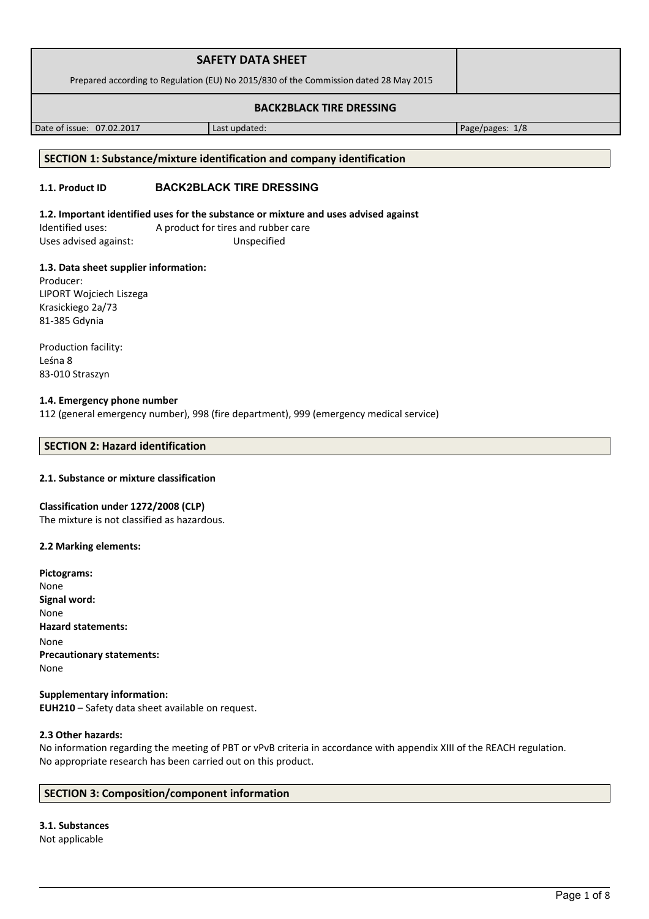| SAFETY DATA SHEET<br>Prepared according to Regulation (EU) No 2015/830 of the Commission dated 28 May 2015 | | |
|---|---|---|
| **BACK2BLACK TIRE DRESSING** | | |
| Date of issue: 07.02.2017 | Last updated: | Page/pages: 1/8 |

## SECTION 1: Substance/mixture identification and company identification

### 1.1. Product ID **BACK2BLACK TIRE DRESSING**

### 1.2. Important identified uses for the substance or mixture and uses advised against

Identified uses: A product for tires and rubber care
Uses advised against: Unspecified

### 1.3. Data sheet supplier information:

Producer:
LIPORT Wojciech Liszega
Krasickiego 2a/73
81-385 Gdynia

Production facility:
Leśna 8
83-010 Straszyn

### 1.4. Emergency phone number

112 (general emergency number), 998 (fire department), 999 (emergency medical service)

## SECTION 2: Hazard identification

### 2.1. Substance or mixture classification

**Classification under 1272/2008 (CLP)**
The mixture is not classified as hazardous.

### 2.2 Marking elements:

**Pictograms:**
None
**Signal word:**
None
**Hazard statements:**
None
**Precautionary statements:**
None

**Supplementary information:**
**EUH210** – Safety data sheet available on request.

### 2.3 Other hazards:

No information regarding the meeting of PBT or vPvB criteria in accordance with appendix XIII of the REACH regulation.
No appropriate research has been carried out on this product.

## SECTION 3: Composition/component information

### 3.1. Substances

Not applicable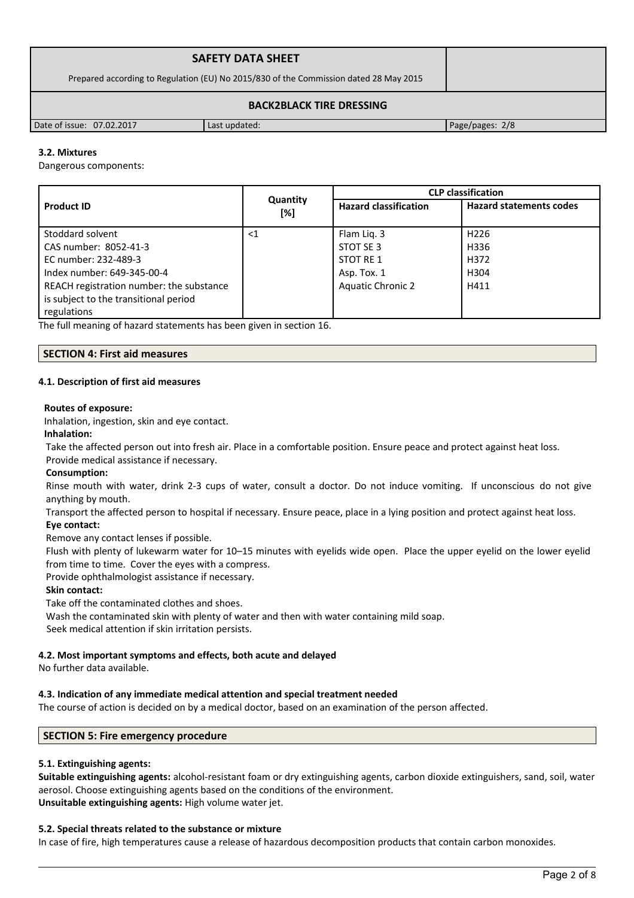### 3.2. Mixtures

Dangerous components:

| Product ID | Quantity [%] | CLP classification | |
|---|---|---|---|
| | | Hazard classification | Hazard statements codes |
| Stoddard solvent<br>CAS number: 8052-41-3<br>EC number: 232-489-3<br>Index number: 649-345-00-4<br>REACH registration number: the substance is subject to the transitional period regulations | <1 | Flam Liq. 3<br>STOT SE 3<br>STOT RE 1<br>Asp. Tox. 1<br>Aquatic Chronic 2 | H226<br>H336<br>H372<br>H304<br>H411 |

The full meaning of hazard statements has been given in section 16.

## SECTION 4: First aid measures

### 4.1. Description of first aid measures

**Routes of exposure:**

Inhalation, ingestion, skin and eye contact.

**Inhalation:**

Take the affected person out into fresh air. Place in a comfortable position. Ensure peace and protect against heat loss. Provide medical assistance if necessary.

**Consumption:**

Rinse mouth with water, drink 2-3 cups of water, consult a doctor. Do not induce vomiting. If unconscious do not give anything by mouth.

Transport the affected person to hospital if necessary. Ensure peace, place in a lying position and protect against heat loss.

**Eye contact:**

Remove any contact lenses if possible.

Flush with plenty of lukewarm water for 10–15 minutes with eyelids wide open. Place the upper eyelid on the lower eyelid from time to time. Cover the eyes with a compress.

Provide ophthalmologist assistance if necessary.

**Skin contact:**

Take off the contaminated clothes and shoes.

Wash the contaminated skin with plenty of water and then with water containing mild soap.

Seek medical attention if skin irritation persists.

### 4.2. Most important symptoms and effects, both acute and delayed

No further data available.

### 4.3. Indication of any immediate medical attention and special treatment needed

The course of action is decided on by a medical doctor, based on an examination of the person affected.

## SECTION 5: Fire emergency procedure

### 5.1. Extinguishing agents:

**Suitable extinguishing agents:** alcohol-resistant foam or dry extinguishing agents, carbon dioxide extinguishers, sand, soil, water aerosol. Choose extinguishing agents based on the conditions of the environment.

**Unsuitable extinguishing agents:** High volume water jet.

### 5.2. Special threats related to the substance or mixture

In case of fire, high temperatures cause a release of hazardous decomposition products that contain carbon monoxides.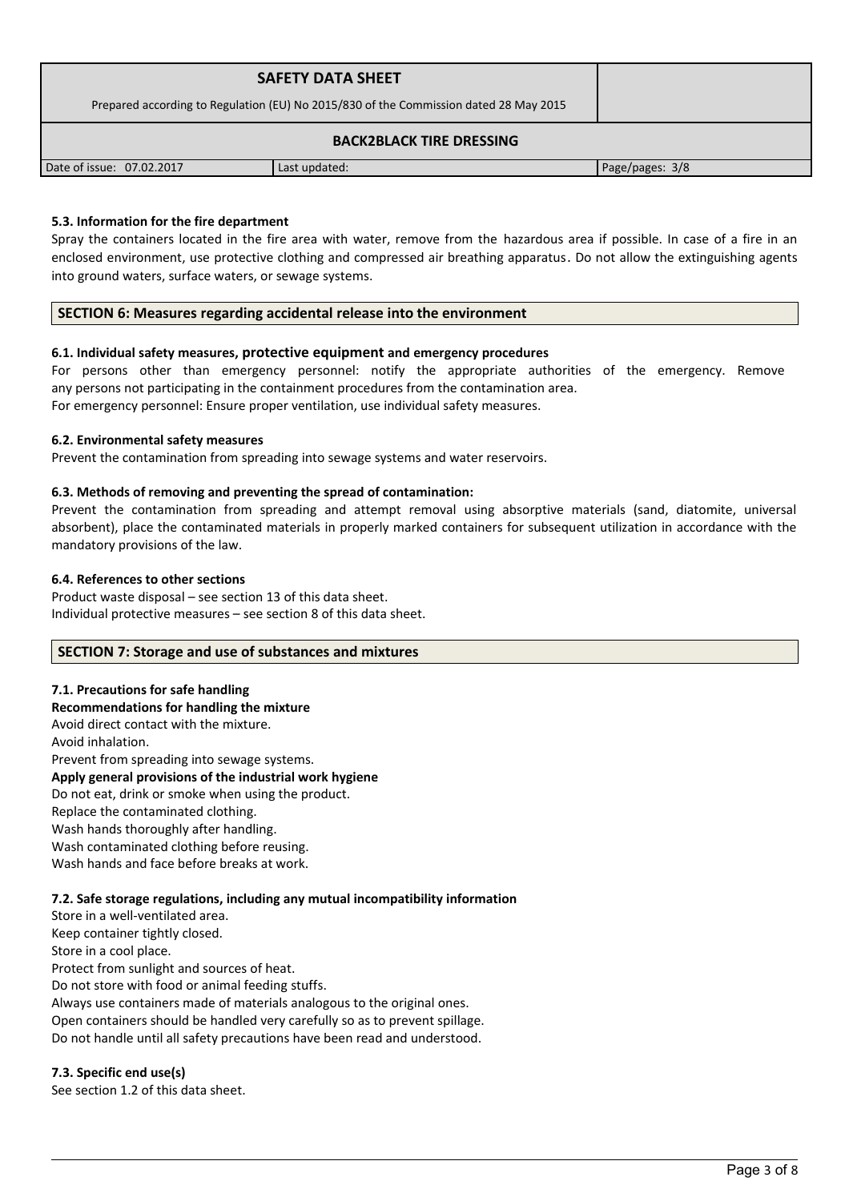#### 5.3. Information for the fire department

Spray the containers located in the fire area with water, remove from the hazardous area if possible. In case of a fire in an enclosed environment, use protective clothing and compressed air breathing apparatus. Do not allow the extinguishing agents into ground waters, surface waters, or sewage systems.

## SECTION 6: Measures regarding accidental release into the environment

#### 6.1. Individual safety measures, protective equipment and emergency procedures

For persons other than emergency personnel: notify the appropriate authorities of the emergency. Remove any persons not participating in the containment procedures from the contamination area.
For emergency personnel: Ensure proper ventilation, use individual safety measures.

#### 6.2. Environmental safety measures

Prevent the contamination from spreading into sewage systems and water reservoirs.

#### 6.3. Methods of removing and preventing the spread of contamination:

Prevent the contamination from spreading and attempt removal using absorptive materials (sand, diatomite, universal absorbent), place the contaminated materials in properly marked containers for subsequent utilization in accordance with the mandatory provisions of the law.

#### 6.4. References to other sections

Product waste disposal – see section 13 of this data sheet.
Individual protective measures – see section 8 of this data sheet.

## SECTION 7: Storage and use of substances and mixtures

#### 7.1. Precautions for safe handling

**Recommendations for handling the mixture**

Avoid direct contact with the mixture.
Avoid inhalation.
Prevent from spreading into sewage systems.

**Apply general provisions of the industrial work hygiene**

Do not eat, drink or smoke when using the product.
Replace the contaminated clothing.
Wash hands thoroughly after handling.
Wash contaminated clothing before reusing.
Wash hands and face before breaks at work.

#### 7.2. Safe storage regulations, including any mutual incompatibility information

Store in a well-ventilated area.
Keep container tightly closed.
Store in a cool place.
Protect from sunlight and sources of heat.
Do not store with food or animal feeding stuffs.
Always use containers made of materials analogous to the original ones.
Open containers should be handled very carefully so as to prevent spillage.
Do not handle until all safety precautions have been read and understood.

#### 7.3. Specific end use(s)

See section 1.2 of this data sheet.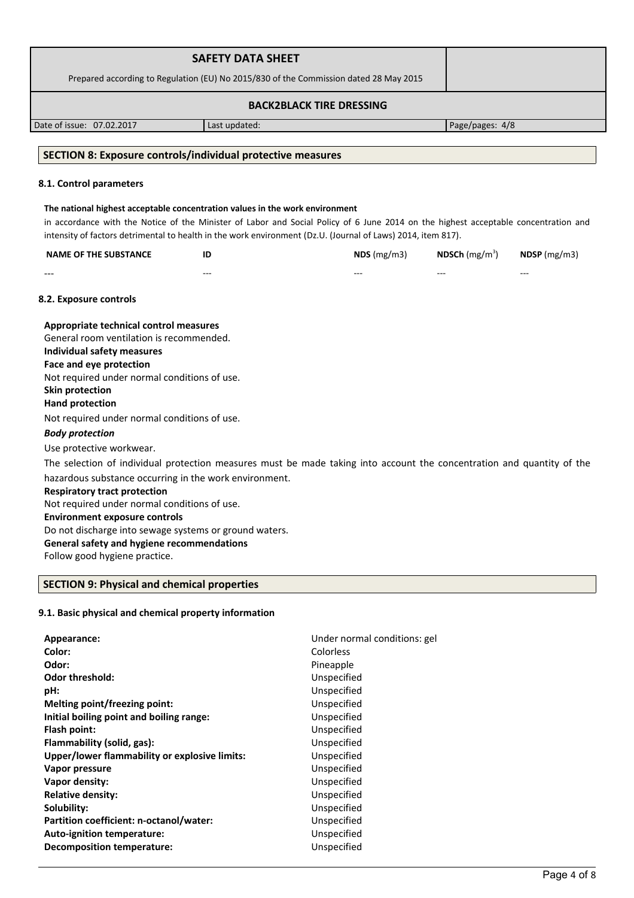## SECTION 8: Exposure controls/individual protective measures

### 8.1. Control parameters

**The national highest acceptable concentration values in the work environment**

in accordance with the Notice of the Minister of Labor and Social Policy of 6 June 2014 on the highest acceptable concentration and intensity of factors detrimental to health in the work environment (Dz.U. (Journal of Laws) 2014, item 817).

| NAME OF THE SUBSTANCE | ID | NDS (mg/m3) | NDSCh (mg/m$^3$) | NDSP (mg/m3) |
|---|---|---|---|---|
| --- | --- | --- | --- | --- |

### 8.2. Exposure controls

**Appropriate technical control measures**
General room ventilation is recommended.
**Individual safety measures**
**Face and eye protection**
Not required under normal conditions of use.
**Skin protection**
**Hand protection**
Not required under normal conditions of use.
***Body protection***
Use protective workwear.
The selection of individual protection measures must be made taking into account the concentration and quantity of the hazardous substance occurring in the work environment.
**Respiratory tract protection**
Not required under normal conditions of use.
**Environment exposure controls**
Do not discharge into sewage systems or ground waters.
**General safety and hygiene recommendations**
Follow good hygiene practice.

## SECTION 9: Physical and chemical properties

### 9.1. Basic physical and chemical property information

| | |
|---|---|
| **Appearance:** | Under normal conditions: gel |
| **Color:** | Colorless |
| **Odor:** | Pineapple |
| **Odor threshold:** | Unspecified |
| **pH:** | Unspecified |
| **Melting point/freezing point:** | Unspecified |
| **Initial boiling point and boiling range:** | Unspecified |
| **Flash point:** | Unspecified |
| **Flammability (solid, gas):** | Unspecified |
| **Upper/lower flammability or explosive limits:** | Unspecified |
| **Vapor pressure** | Unspecified |
| **Vapor density:** | Unspecified |
| **Relative density:** | Unspecified |
| **Solubility:** | Unspecified |
| **Partition coefficient: n-octanol/water:** | Unspecified |
| **Auto-ignition temperature:** | Unspecified |
| **Decomposition temperature:** | Unspecified |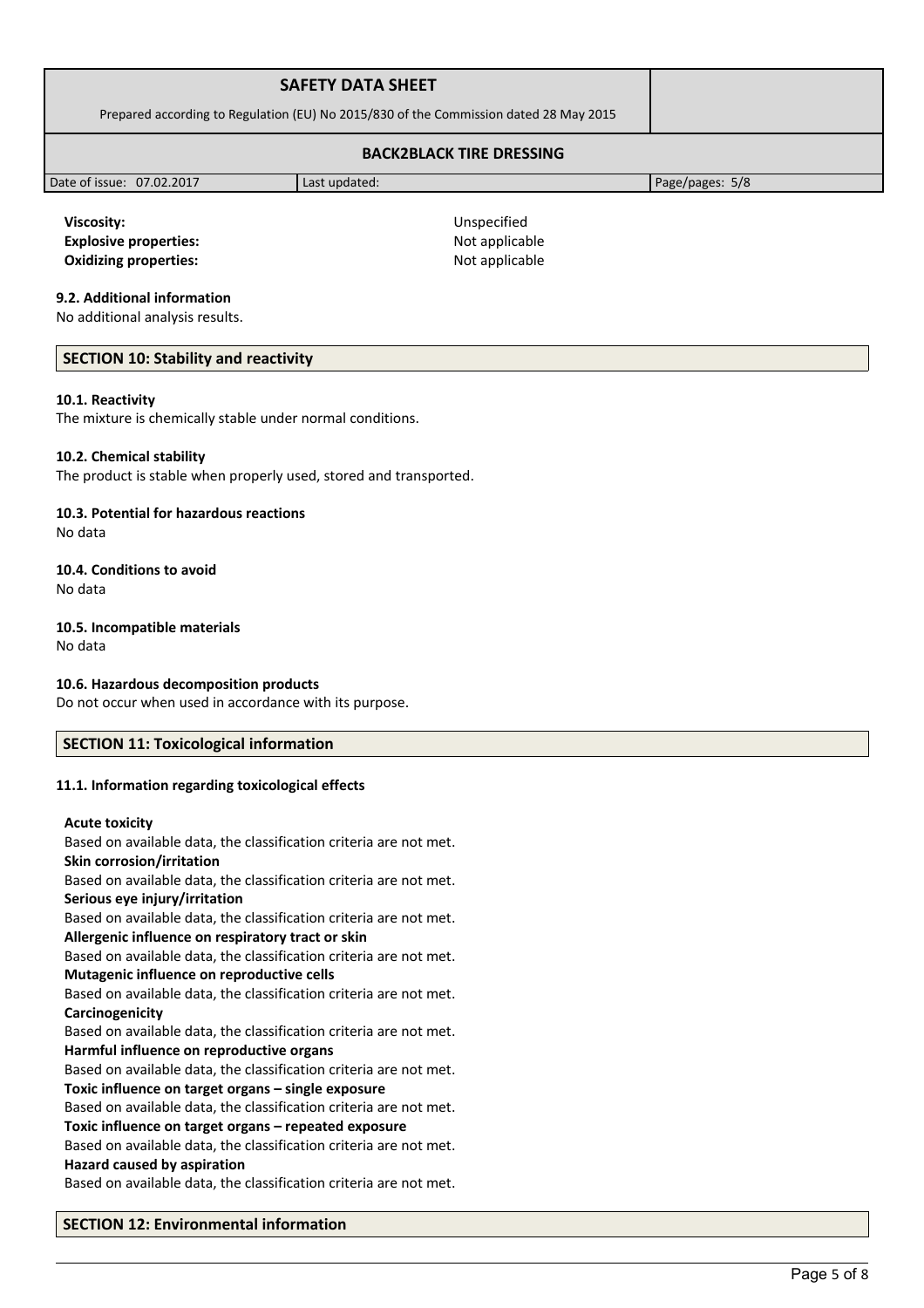**Viscosity:** Unspecified
**Explosive properties:** Not applicable
**Oxidizing properties:** Not applicable

### 9.2. Additional information

No additional analysis results.

## SECTION 10: Stability and reactivity

### 10.1. Reactivity

The mixture is chemically stable under normal conditions.

### 10.2. Chemical stability

The product is stable when properly used, stored and transported.

### 10.3. Potential for hazardous reactions

No data

### 10.4. Conditions to avoid

No data

### 10.5. Incompatible materials

No data

### 10.6. Hazardous decomposition products

Do not occur when used in accordance with its purpose.

## SECTION 11: Toxicological information

### 11.1. Information regarding toxicological effects

**Acute toxicity**
Based on available data, the classification criteria are not met.
**Skin corrosion/irritation**
Based on available data, the classification criteria are not met.
**Serious eye injury/irritation**
Based on available data, the classification criteria are not met.
**Allergenic influence on respiratory tract or skin**
Based on available data, the classification criteria are not met.
**Mutagenic influence on reproductive cells**
Based on available data, the classification criteria are not met.
**Carcinogenicity**
Based on available data, the classification criteria are not met.
**Harmful influence on reproductive organs**
Based on available data, the classification criteria are not met.
**Toxic influence on target organs – single exposure**
Based on available data, the classification criteria are not met.
**Toxic influence on target organs – repeated exposure**
Based on available data, the classification criteria are not met.
**Hazard caused by aspiration**
Based on available data, the classification criteria are not met.

## SECTION 12: Environmental information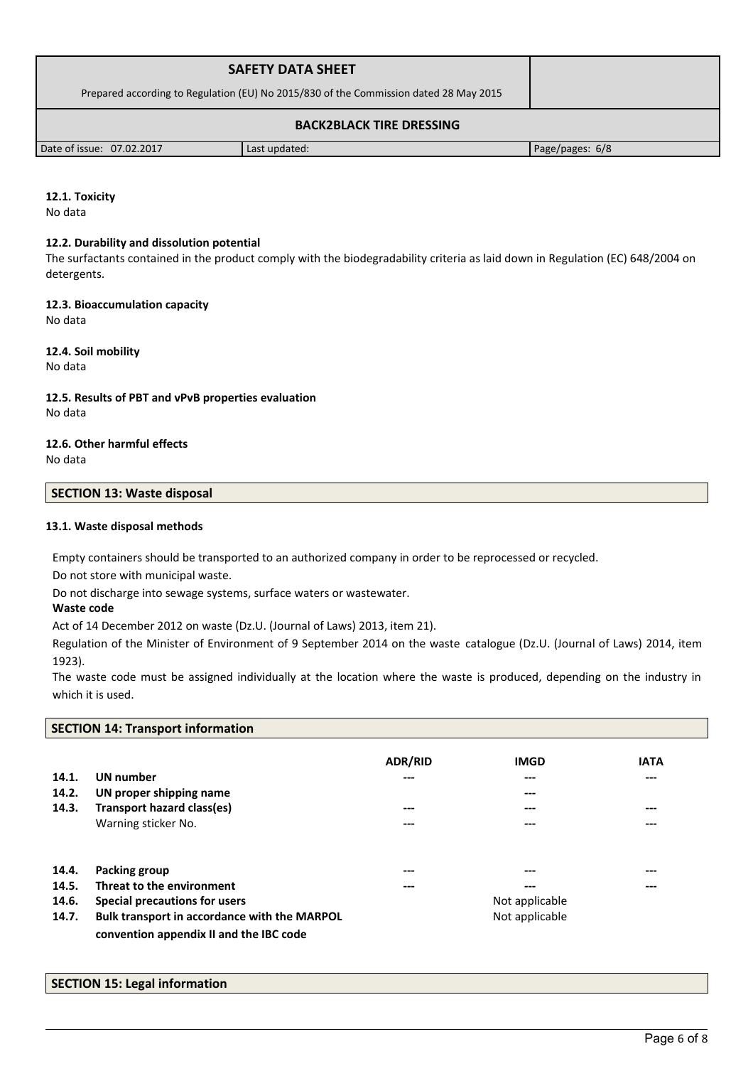#### 12.1. Toxicity

No data

#### 12.2. Durability and dissolution potential

The surfactants contained in the product comply with the biodegradability criteria as laid down in Regulation (EC) 648/2004 on detergents.

#### 12.3. Bioaccumulation capacity

No data

#### 12.4. Soil mobility

No data

#### 12.5. Results of PBT and vPvB properties evaluation

No data

#### 12.6. Other harmful effects

No data

## SECTION 13: Waste disposal

#### 13.1. Waste disposal methods

Empty containers should be transported to an authorized company in order to be reprocessed or recycled.

Do not store with municipal waste.

Do not discharge into sewage systems, surface waters or wastewater.

**Waste code**

Act of 14 December 2012 on waste (Dz.U. (Journal of Laws) 2013, item 21).

Regulation of the Minister of Environment of 9 September 2014 on the waste catalogue (Dz.U. (Journal of Laws) 2014, item 1923).

The waste code must be assigned individually at the location where the waste is produced, depending on the industry in which it is used.

## SECTION 14: Transport information

| | | ADR/RID | IMGD | IATA |
|---|---|---|---|---|
| **14.1.** | **UN number** | --- | --- | --- |
| **14.2.** | **UN proper shipping name** | | --- | |
| **14.3.** | **Transport hazard class(es)** | --- | --- | --- |
| | Warning sticker No. | --- | --- | --- |
| **14.4.** | **Packing group** | --- | --- | --- |
| **14.5.** | **Threat to the environment** | --- | --- | --- |
| **14.6.** | **Special precautions for users** | | Not applicable | |
| **14.7.** | **Bulk transport in accordance with the MARPOL convention appendix II and the IBC code** | | Not applicable | |

## SECTION 15: Legal information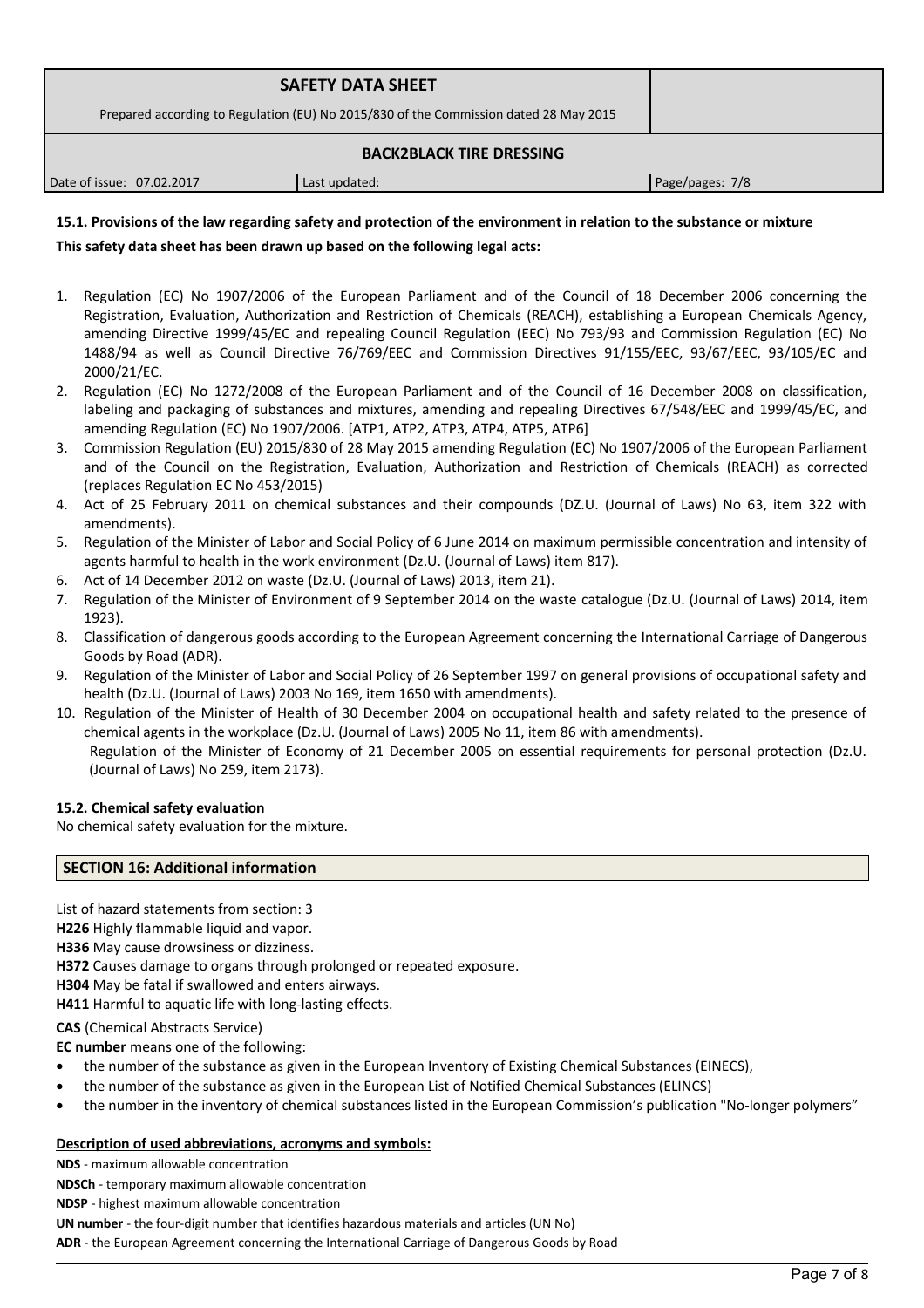**15.1. Provisions of the law regarding safety and protection of the environment in relation to the substance or mixture**

**This safety data sheet has been drawn up based on the following legal acts:**

1. Regulation (EC) No 1907/2006 of the European Parliament and of the Council of 18 December 2006 concerning the Registration, Evaluation, Authorization and Restriction of Chemicals (REACH), establishing a European Chemicals Agency, amending Directive 1999/45/EC and repealing Council Regulation (EEC) No 793/93 and Commission Regulation (EC) No 1488/94 as well as Council Directive 76/769/EEC and Commission Directives 91/155/EEC, 93/67/EEC, 93/105/EC and 2000/21/EC.
2. Regulation (EC) No 1272/2008 of the European Parliament and of the Council of 16 December 2008 on classification, labeling and packaging of substances and mixtures, amending and repealing Directives 67/548/EEC and 1999/45/EC, and amending Regulation (EC) No 1907/2006. [ATP1, ATP2, ATP3, ATP4, ATP5, ATP6]
3. Commission Regulation (EU) 2015/830 of 28 May 2015 amending Regulation (EC) No 1907/2006 of the European Parliament and of the Council on the Registration, Evaluation, Authorization and Restriction of Chemicals (REACH) as corrected (replaces Regulation EC No 453/2015)
4. Act of 25 February 2011 on chemical substances and their compounds (DZ.U. (Journal of Laws) No 63, item 322 with amendments).
5. Regulation of the Minister of Labor and Social Policy of 6 June 2014 on maximum permissible concentration and intensity of agents harmful to health in the work environment (Dz.U. (Journal of Laws) item 817).
6. Act of 14 December 2012 on waste (Dz.U. (Journal of Laws) 2013, item 21).
7. Regulation of the Minister of Environment of 9 September 2014 on the waste catalogue (Dz.U. (Journal of Laws) 2014, item 1923).
8. Classification of dangerous goods according to the European Agreement concerning the International Carriage of Dangerous Goods by Road (ADR).
9. Regulation of the Minister of Labor and Social Policy of 26 September 1997 on general provisions of occupational safety and health (Dz.U. (Journal of Laws) 2003 No 169, item 1650 with amendments).
10. Regulation of the Minister of Health of 30 December 2004 on occupational health and safety related to the presence of chemical agents in the workplace (Dz.U. (Journal of Laws) 2005 No 11, item 86 with amendments).
    Regulation of the Minister of Economy of 21 December 2005 on essential requirements for personal protection (Dz.U. (Journal of Laws) No 259, item 2173).

**15.2. Chemical safety evaluation**

No chemical safety evaluation for the mixture.

## SECTION 16: Additional information

List of hazard statements from section: 3

**H226** Highly flammable liquid and vapor.

**H336** May cause drowsiness or dizziness.

**H372** Causes damage to organs through prolonged or repeated exposure.

**H304** May be fatal if swallowed and enters airways.

**H411** Harmful to aquatic life with long-lasting effects.

**CAS** (Chemical Abstracts Service)

**EC number** means one of the following:

- the number of the substance as given in the European Inventory of Existing Chemical Substances (EINECS),
- the number of the substance as given in the European List of Notified Chemical Substances (ELINCS)
- the number in the inventory of chemical substances listed in the European Commission's publication "No-longer polymers"

**Description of used abbreviations, acronyms and symbols:**

**NDS** - maximum allowable concentration

**NDSCh** - temporary maximum allowable concentration

**NDSP** - highest maximum allowable concentration

**UN number** - the four-digit number that identifies hazardous materials and articles (UN No)

**ADR** - the European Agreement concerning the International Carriage of Dangerous Goods by Road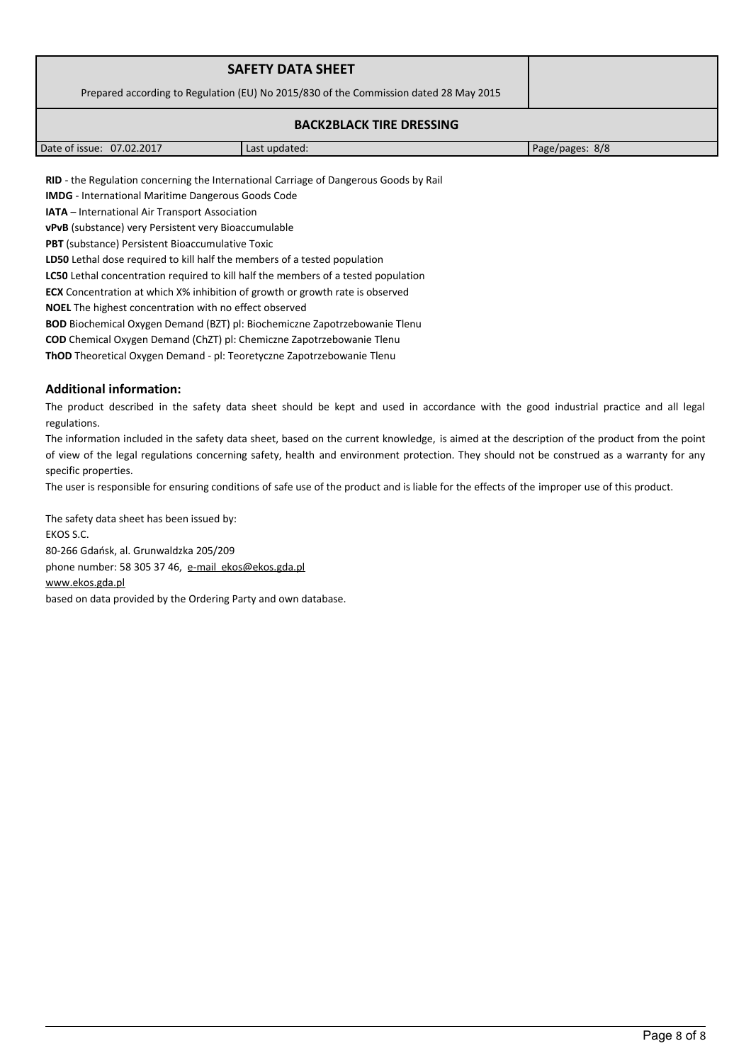**RID** - the Regulation concerning the International Carriage of Dangerous Goods by Rail

**IMDG** - International Maritime Dangerous Goods Code

**IATA** – International Air Transport Association

**vPvB** (substance) very Persistent very Bioaccumulable

**PBT** (substance) Persistent Bioaccumulative Toxic

**LD50** Lethal dose required to kill half the members of a tested population

**LC50** Lethal concentration required to kill half the members of a tested population

**ECX** Concentration at which X% inhibition of growth or growth rate is observed

**NOEL** The highest concentration with no effect observed

**BOD** Biochemical Oxygen Demand (BZT) pl: Biochemiczne Zapotrzebowanie Tlenu

**COD** Chemical Oxygen Demand (ChZT) pl: Chemiczne Zapotrzebowanie Tlenu

**ThOD** Theoretical Oxygen Demand - pl: Teoretyczne Zapotrzebowanie Tlenu

### Additional information:

The product described in the safety data sheet should be kept and used in accordance with the good industrial practice and all legal regulations.

The information included in the safety data sheet, based on the current knowledge, is aimed at the description of the product from the point of view of the legal regulations concerning safety, health and environment protection. They should not be construed as a warranty for any specific properties.

The user is responsible for ensuring conditions of safe use of the product and is liable for the effects of the improper use of this product.

The safety data sheet has been issued by:
EKOS S.C.
80-266 Gdańsk, al. Grunwaldzka 205/209
phone number: 58 305 37 46, e-mail ekos@ekos.gda.pl
www.ekos.gda.pl
based on data provided by the Ordering Party and own database.